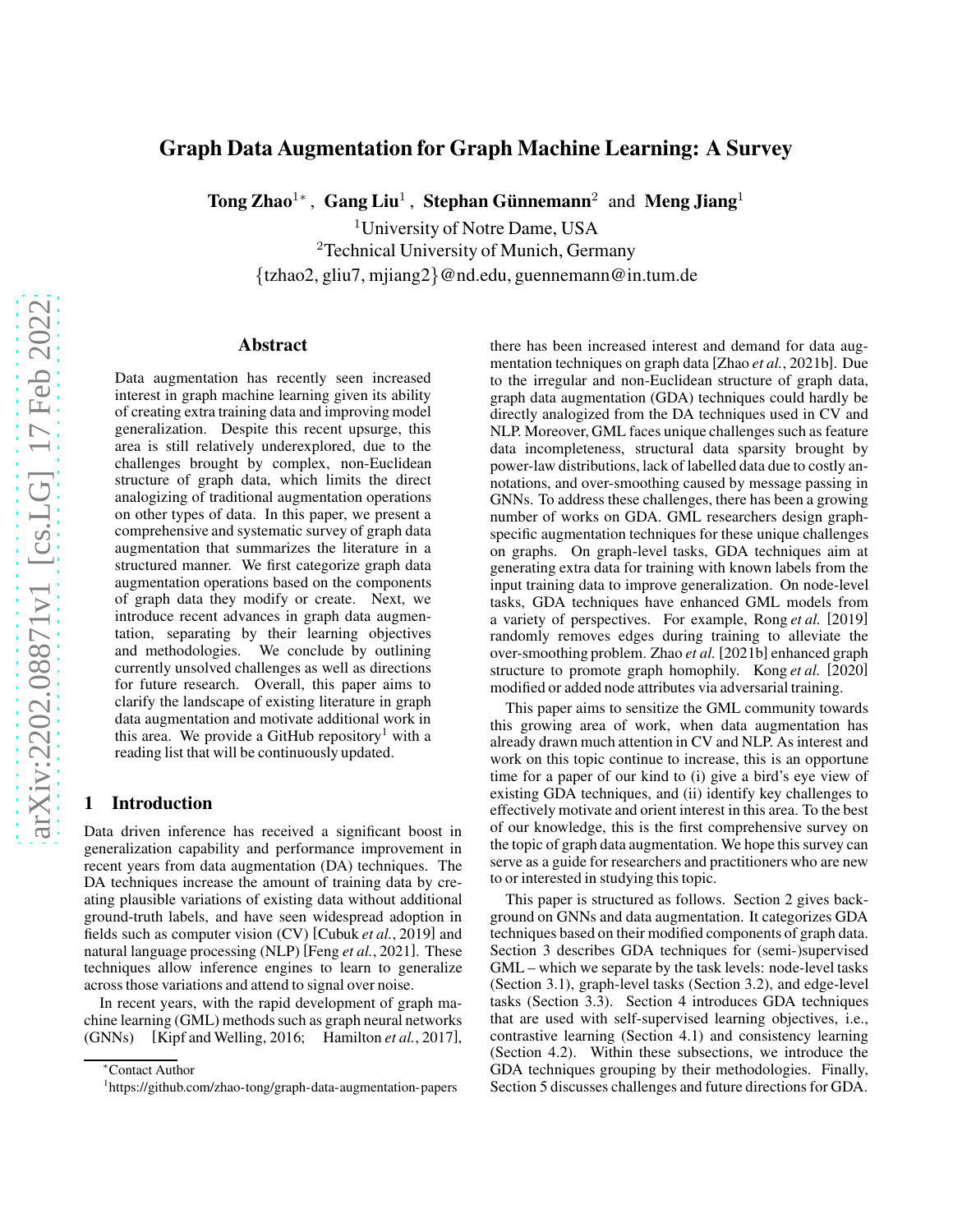# Graph Data Augmentation for Graph Machine Learning: A Survey

**Tong Zhao**[1*], **Gang Liu**[1], **Stephan Günnemann**[2] and **Meng Jiang**[1]

[1]University of Notre Dame, USA
[2]Technical University of Munich, Germany
{tzhao2, gliu7, mjiang2}@nd.edu, guennemann@in.tum.de

## Abstract

Data augmentation has recently seen increased interest in graph machine learning given its ability of creating extra training data and improving model generalization. Despite this recent upsurge, this area is still relatively underexplored, due to the challenges brought by complex, non-Euclidean structure of graph data, which limits the direct analogizing of traditional augmentation operations on other types of data. In this paper, we present a comprehensive and systematic survey of graph data augmentation that summarizes the literature in a structured manner. We first categorize graph data augmentation operations based on the components of graph data they modify or create. Next, we introduce recent advances in graph data augmentation, separating by their learning objectives and methodologies. We conclude by outlining currently unsolved challenges as well as directions for future research. Overall, this paper aims to clarify the landscape of existing literature in graph data augmentation and motivate additional work in this area. We provide a GitHub repository[1] with a reading list that will be continuously updated.

## 1 Introduction

Data driven inference has received a significant boost in generalization capability and performance improvement in recent years from data augmentation (DA) techniques. The DA techniques increase the amount of training data by creating plausible variations of existing data without additional ground-truth labels, and have seen widespread adoption in fields such as computer vision (CV) [Cubuk *et al.*, 2019] and natural language processing (NLP) [Feng *et al.*, 2021]. These techniques allow inference engines to learn to generalize across those variations and attend to signal over noise.

In recent years, with the rapid development of graph machine learning (GML) methods such as graph neural networks (GNNs) [Kipf and Welling, 2016; Hamilton *et al.*, 2017], there has been increased interest and demand for data augmentation techniques on graph data [Zhao *et al.*, 2021b]. Due to the irregular and non-Euclidean structure of graph data, graph data augmentation (GDA) techniques could hardly be directly analogized from the DA techniques used in CV and NLP. Moreover, GML faces unique challenges such as feature data incompleteness, structural data sparsity brought by power-law distributions, lack of labelled data due to costly annotations, and over-smoothing caused by message passing in GNNs. To address these challenges, there has been a growing number of works on GDA. GML researchers design graph-specific augmentation techniques for these unique challenges on graphs. On graph-level tasks, GDA techniques aim at generating extra data for training with known labels from the input training data to improve generalization. On node-level tasks, GDA techniques have enhanced GML models from a variety of perspectives. For example, Rong *et al.* [2019] randomly removes edges during training to alleviate the over-smoothing problem. Zhao *et al.* [2021b] enhanced graph structure to promote graph homophily. Kong *et al.* [2020] modified or added node attributes via adversarial training.

This paper aims to sensitize the GML community towards this growing area of work, when data augmentation has already drawn much attention in CV and NLP. As interest and work on this topic continue to increase, this is an opportune time for a paper of our kind to (i) give a bird's eye view of existing GDA techniques, and (ii) identify key challenges to effectively motivate and orient interest in this area. To the best of our knowledge, this is the first comprehensive survey on the topic of graph data augmentation. We hope this survey can serve as a guide for researchers and practitioners who are new to or interested in studying this topic.

This paper is structured as follows. Section 2 gives background on GNNs and data augmentation. It categorizes GDA techniques based on their modified components of graph data. Section 3 describes GDA techniques for (semi-)supervised GML – which we separate by the task levels: node-level tasks (Section 3.1), graph-level tasks (Section 3.2), and edge-level tasks (Section 3.3). Section 4 introduces GDA techniques that are used with self-supervised learning objectives, i.e., contrastive learning (Section 4.1) and consistency learning (Section 4.2). Within these subsections, we introduce the GDA techniques grouping by their methodologies. Finally, Section 5 discusses challenges and future directions for GDA.

[*]Contact Author

[1]https://github.com/zhao-tong/graph-data-augmentation-papers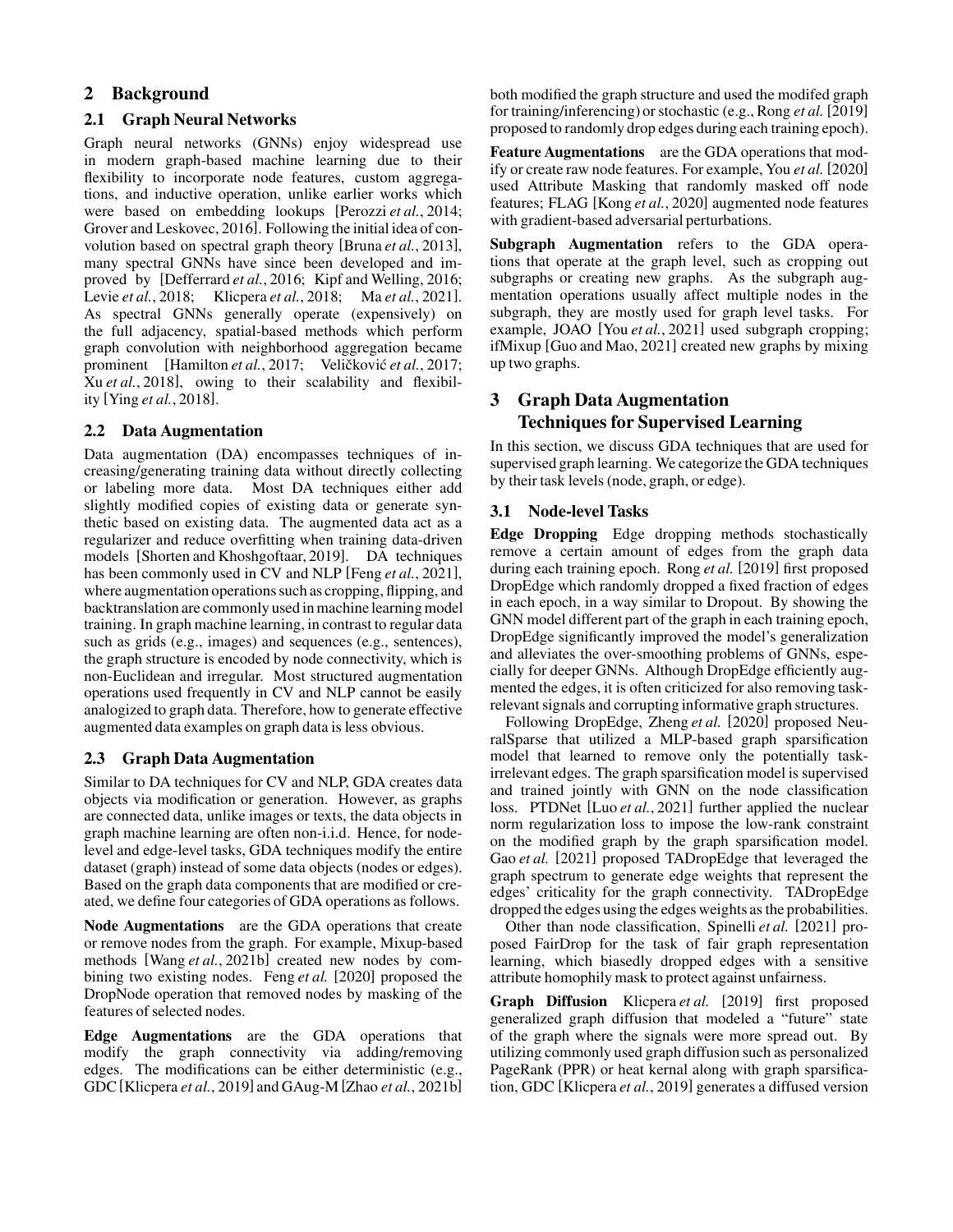## 2 Background

### 2.1 Graph Neural Networks

Graph neural networks (GNNs) enjoy widespread use in modern graph-based machine learning due to their flexibility to incorporate node features, custom aggregations, and inductive operation, unlike earlier works which were based on embedding lookups [Perozzi *et al.*, 2014; Grover and Leskovec, 2016]. Following the initial idea of convolution based on spectral graph theory [Bruna *et al.*, 2013], many spectral GNNs have since been developed and improved by [Defferrard *et al.*, 2016; Kipf and Welling, 2016; Levie *et al.*, 2018; Klicpera *et al.*, 2018; Ma *et al.*, 2021]. As spectral GNNs generally operate (expensively) on the full adjacency, spatial-based methods which perform graph convolution with neighborhood aggregation became prominent [Hamilton *et al.*, 2017; Veličković *et al.*, 2017; Xu *et al.*, 2018], owing to their scalability and flexibility [Ying *et al.*, 2018].

### 2.2 Data Augmentation

Data augmentation (DA) encompasses techniques of increasing/generating training data without directly collecting or labeling more data. Most DA techniques either add slightly modified copies of existing data or generate synthetic based on existing data. The augmented data act as a regularizer and reduce overfitting when training data-driven models [Shorten and Khoshgoftaar, 2019]. DA techniques has been commonly used in CV and NLP [Feng *et al.*, 2021], where augmentation operations such as cropping, flipping, and backtranslation are commonly used in machine learning model training. In graph machine learning, in contrast to regular data such as grids (e.g., images) and sequences (e.g., sentences), the graph structure is encoded by node connectivity, which is non-Euclidean and irregular. Most structured augmentation operations used frequently in CV and NLP cannot be easily analogized to graph data. Therefore, how to generate effective augmented data examples on graph data is less obvious.

### 2.3 Graph Data Augmentation

Similar to DA techniques for CV and NLP, GDA creates data objects via modification or generation. However, as graphs are connected data, unlike images or texts, the data objects in graph machine learning are often non-i.i.d. Hence, for node-level and edge-level tasks, GDA techniques modify the entire dataset (graph) instead of some data objects (nodes or edges). Based on the graph data components that are modified or created, we define four categories of GDA operations as follows.

**Node Augmentations** are the GDA operations that create or remove nodes from the graph. For example, Mixup-based methods [Wang *et al.*, 2021b] created new nodes by combining two existing nodes. Feng *et al.* [2020] proposed the DropNode operation that removed nodes by masking of the features of selected nodes.

**Edge Augmentations** are the GDA operations that modify the graph connectivity via adding/removing edges. The modifications can be either deterministic (e.g., GDC [Klicpera *et al.*, 2019] and GAug-M [Zhao *et al.*, 2021b] both modified the graph structure and used the modifed graph for training/inferencing) or stochastic (e.g., Rong *et al.* [2019] proposed to randomly drop edges during each training epoch).

**Feature Augmentations** are the GDA operations that modify or create raw node features. For example, You *et al.* [2020] used Attribute Masking that randomly masked off node features; FLAG [Kong *et al.*, 2020] augmented node features with gradient-based adversarial perturbations.

**Subgraph Augmentation** refers to the GDA operations that operate at the graph level, such as cropping out subgraphs or creating new graphs. As the subgraph augmentation operations usually affect multiple nodes in the subgraph, they are mostly used for graph level tasks. For example, JOAO [You *et al.*, 2021] used subgraph cropping; ifMixup [Guo and Mao, 2021] created new graphs by mixing up two graphs.

## 3 Graph Data Augmentation Techniques for Supervised Learning

In this section, we discuss GDA techniques that are used for supervised graph learning. We categorize the GDA techniques by their task levels (node, graph, or edge).

### 3.1 Node-level Tasks

**Edge Dropping** Edge dropping methods stochastically remove a certain amount of edges from the graph data during each training epoch. Rong *et al.* [2019] first proposed DropEdge which randomly dropped a fixed fraction of edges in each epoch, in a way similar to Dropout. By showing the GNN model different part of the graph in each training epoch, DropEdge significantly improved the model's generalization and alleviates the over-smoothing problems of GNNs, especially for deeper GNNs. Although DropEdge efficiently augmented the edges, it is often criticized for also removing task-relevant signals and corrupting informative graph structures.

Following DropEdge, Zheng *et al.* [2020] proposed NeuralSparse that utilized a MLP-based graph sparsification model that learned to remove only the potentially task-irrelevant edges. The graph sparsification model is supervised and trained jointly with GNN on the node classification loss. PTDNet [Luo *et al.*, 2021] further applied the nuclear norm regularization loss to impose the low-rank constraint on the modified graph by the graph sparsification model. Gao *et al.* [2021] proposed TADropEdge that leveraged the graph spectrum to generate edge weights that represent the edges' criticality for the graph connectivity. TADropEdge dropped the edges using the edges weights as the probabilities.

Other than node classification, Spinelli *et al.* [2021] proposed FairDrop for the task of fair graph representation learning, which biasedly dropped edges with a sensitive attribute homophily mask to protect against unfairness.

**Graph Diffusion** Klicpera *et al.* [2019] first proposed generalized graph diffusion that modeled a "future" state of the graph where the signals were more spread out. By utilizing commonly used graph diffusion such as personalized PageRank (PPR) or heat kernal along with graph sparsification, GDC [Klicpera *et al.*, 2019] generates a diffused version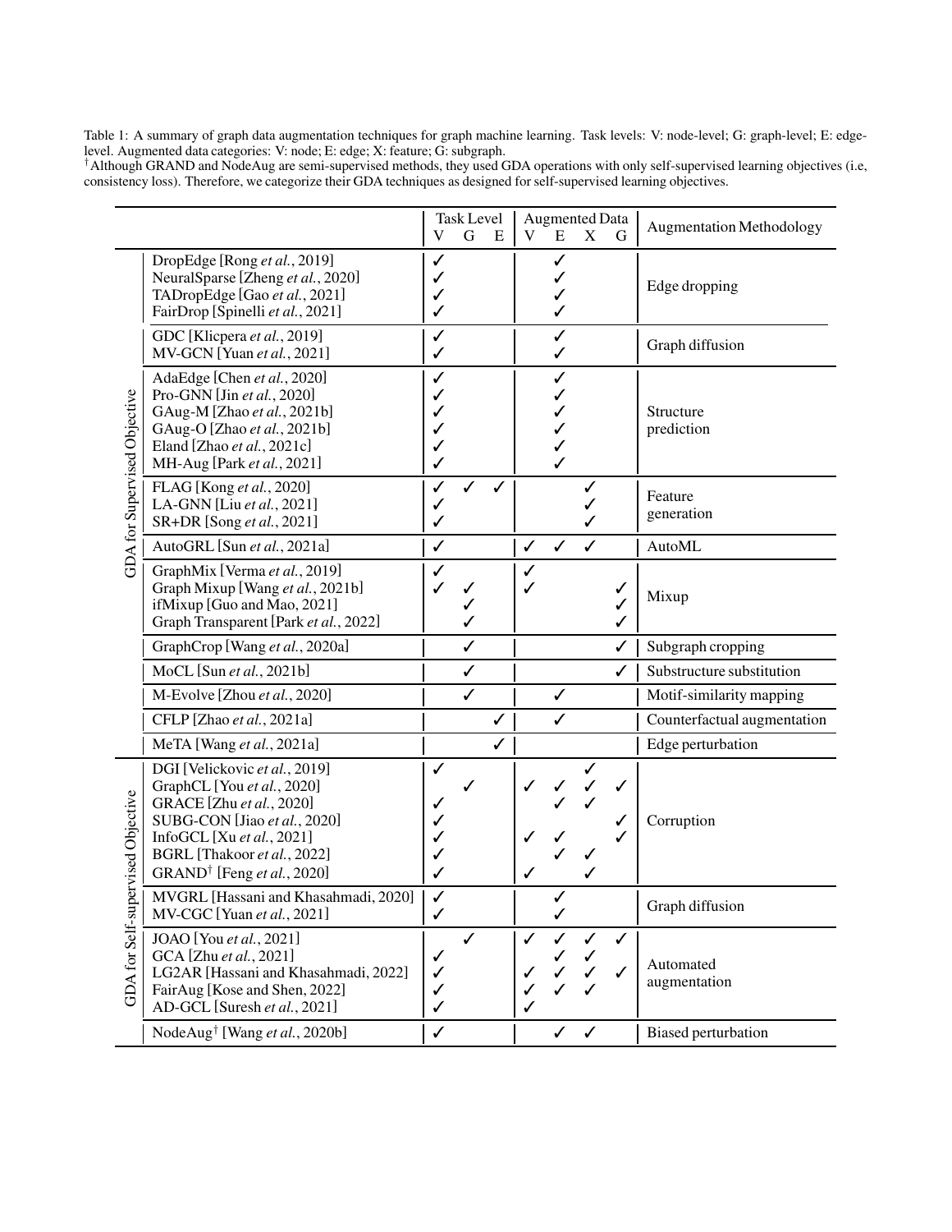Table 1: A summary of graph data augmentation techniques for graph machine learning. Task levels: V: node-level; G: graph-level; E: edge-level. Augmented data categories: V: node; E: edge; X: feature; G: subgraph.
[†]Although GRAND and NodeAug are semi-supervised methods, they used GDA operations with only self-supervised learning objectives (i.e, consistency loss). Therefore, we categorize their GDA techniques as designed for self-supervised learning objectives.

| | | Task Level | | | Augmented Data | | | | Augmentation Methodology |
|---|---|---|---|---|---|---|---|---|---|
| | | V | G | E | V | E | X | G | |
| GDA for Supervised Objective | DropEdge [Rong *et al.*, 2019] | ✓ | | | | ✓ | | | Edge dropping |
| | NeuralSparse [Zheng *et al.*, 2020] | ✓ | | | | ✓ | | | |
| | TADropEdge [Gao *et al.*, 2021] | ✓ | | | | ✓ | | | |
| | FairDrop [Spinelli *et al.*, 2021] | ✓ | | | | ✓ | | | |
| | GDC [Klicpera *et al.*, 2019] | ✓ | | | | ✓ | | | Graph diffusion |
| | MV-GCN [Yuan *et al.*, 2021] | ✓ | | | | ✓ | | | |
| | AdaEdge [Chen *et al.*, 2020] | ✓ | | | | ✓ | | | Structure prediction |
| | Pro-GNN [Jin *et al.*, 2020] | ✓ | | | | ✓ | | | |
| | GAug-M [Zhao *et al.*, 2021b] | ✓ | | | | ✓ | | | |
| | GAug-O [Zhao *et al.*, 2021b] | ✓ | | | | ✓ | | | |
| | Eland [Zhao *et al.*, 2021c] | ✓ | | | | ✓ | | | |
| | MH-Aug [Park *et al.*, 2021] | ✓ | | | | ✓ | | | |
| | FLAG [Kong *et al.*, 2020] | ✓ | ✓ | ✓ | | | ✓ | | Feature generation |
| | LA-GNN [Liu *et al.*, 2021] | ✓ | | | | | ✓ | | |
| | SR+DR [Song *et al.*, 2021] | ✓ | | | | | ✓ | | |
| | AutoGRL [Sun *et al.*, 2021a] | ✓ | | | ✓ | ✓ | ✓ | | AutoML |
| | GraphMix [Verma *et al.*, 2019] | ✓ | | | ✓ | | | | Mixup |
| | Graph Mixup [Wang *et al.*, 2021b] | ✓ | ✓ | | ✓ | | | ✓ | |
| | ifMixup [Guo and Mao, 2021] | | ✓ | | | | | ✓ | |
| | Graph Transparent [Park *et al.*, 2022] | | ✓ | | | | | ✓ | |
| | GraphCrop [Wang *et al.*, 2020a] | | ✓ | | | | | ✓ | Subgraph cropping |
| | MoCL [Sun *et al.*, 2021b] | | ✓ | | | | | ✓ | Substructure substitution |
| | M-Evolve [Zhou *et al.*, 2020] | | ✓ | | | ✓ | | | Motif-similarity mapping |
| | CFLP [Zhao *et al.*, 2021a] | | | ✓ | | ✓ | | | Counterfactual augmentation |
| | MeTA [Wang *et al.*, 2021a] | | | ✓ | | | | | Edge perturbation |
| GDA for Self-supervised Objective | DGI [Velickovic *et al.*, 2019] | ✓ | | | | | ✓ | | Corruption |
| | GraphCL [You *et al.*, 2020] | | ✓ | | ✓ | ✓ | ✓ | ✓ | |
| | GRACE [Zhu *et al.*, 2020] | ✓ | | | | ✓ | ✓ | | |
| | SUBG-CON [Jiao *et al.*, 2020] | ✓ | | | | | | ✓ | |
| | InfoGCL [Xu *et al.*, 2021] | ✓ | | | ✓ | ✓ | | ✓ | |
| | BGRL [Thakoor *et al.*, 2022] | ✓ | | | | ✓ | ✓ | | |
| | GRAND[†] [Feng *et al.*, 2020] | ✓ | | | ✓ | | ✓ | | |
| | MVGRL [Hassani and Khasahmadi, 2020] | ✓ | | | | ✓ | | | Graph diffusion |
| | MV-CGC [Yuan *et al.*, 2021] | ✓ | | | | ✓ | | | |
| | JOAO [You *et al.*, 2021] | | ✓ | | ✓ | ✓ | ✓ | ✓ | Automated augmentation |
| | GCA [Zhu *et al.*, 2021] | ✓ | | | | ✓ | ✓ | | |
| | LG2AR [Hassani and Khasahmadi, 2022] | ✓ | | | ✓ | ✓ | ✓ | ✓ | |
| | FairAug [Kose and Shen, 2022] | ✓ | | | ✓ | ✓ | ✓ | | |
| | AD-GCL [Suresh *et al.*, 2021] | ✓ | | | ✓ | | | | |
| | NodeAug[†] [Wang *et al.*, 2020b] | ✓ | | | | ✓ | ✓ | | Biased perturbation |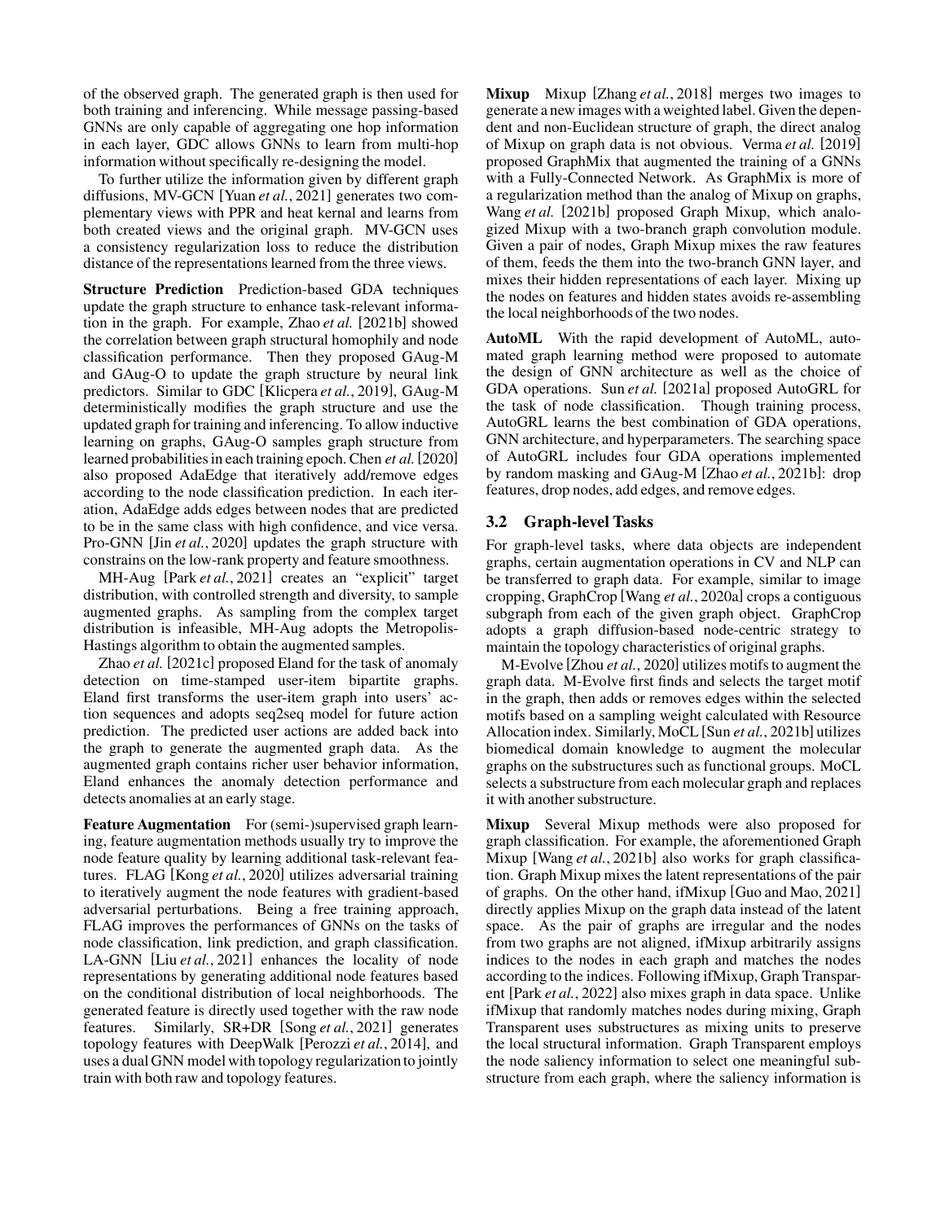of the observed graph. The generated graph is then used for both training and inferencing. While message passing-based GNNs are only capable of aggregating one hop information in each layer, GDC allows GNNs to learn from multi-hop information without specifically re-designing the model.

To further utilize the information given by different graph diffusions, MV-GCN [Yuan *et al.*, 2021] generates two complementary views with PPR and heat kernal and learns from both created views and the original graph. MV-GCN uses a consistency regularization loss to reduce the distribution distance of the representations learned from the three views.

**Structure Prediction** Prediction-based GDA techniques update the graph structure to enhance task-relevant information in the graph. For example, Zhao *et al.* [2021b] showed the correlation between graph structural homophily and node classification performance. Then they proposed GAug-M and GAug-O to update the graph structure by neural link predictors. Similar to GDC [Klicpera *et al.*, 2019], GAug-M deterministically modifies the graph structure and use the updated graph for training and inferencing. To allow inductive learning on graphs, GAug-O samples graph structure from learned probabilities in each training epoch. Chen *et al.* [2020] also proposed AdaEdge that iteratively add/remove edges according to the node classification prediction. In each iteration, AdaEdge adds edges between nodes that are predicted to be in the same class with high confidence, and vice versa. Pro-GNN [Jin *et al.*, 2020] updates the graph structure with constrains on the low-rank property and feature smoothness.

MH-Aug [Park *et al.*, 2021] creates an "explicit" target distribution, with controlled strength and diversity, to sample augmented graphs. As sampling from the complex target distribution is infeasible, MH-Aug adopts the Metropolis-Hastings algorithm to obtain the augmented samples.

Zhao *et al.* [2021c] proposed Eland for the task of anomaly detection on time-stamped user-item bipartite graphs. Eland first transforms the user-item graph into users' action sequences and adopts seq2seq model for future action prediction. The predicted user actions are added back into the graph to generate the augmented graph data. As the augmented graph contains richer user behavior information, Eland enhances the anomaly detection performance and detects anomalies at an early stage.

**Feature Augmentation** For (semi-)supervised graph learning, feature augmentation methods usually try to improve the node feature quality by learning additional task-relevant features. FLAG [Kong *et al.*, 2020] utilizes adversarial training to iteratively augment the node features with gradient-based adversarial perturbations. Being a free training approach, FLAG improves the performances of GNNs on the tasks of node classification, link prediction, and graph classification. LA-GNN [Liu *et al.*, 2021] enhances the locality of node representations by generating additional node features based on the conditional distribution of local neighborhoods. The generated feature is directly used together with the raw node features. Similarly, SR+DR [Song *et al.*, 2021] generates topology features with DeepWalk [Perozzi *et al.*, 2014], and uses a dual GNN model with topology regularization to jointly train with both raw and topology features.

**Mixup** Mixup [Zhang *et al.*, 2018] merges two images to generate a new images with a weighted label. Given the dependent and non-Euclidean structure of graph, the direct analog of Mixup on graph data is not obvious. Verma *et al.* [2019] proposed GraphMix that augmented the training of a GNNs with a Fully-Connected Network. As GraphMix is more of a regularization method than the analog of Mixup on graphs, Wang *et al.* [2021b] proposed Graph Mixup, which analogized Mixup with a two-branch graph convolution module. Given a pair of nodes, Graph Mixup mixes the raw features of them, feeds the them into the two-branch GNN layer, and mixes their hidden representations of each layer. Mixing up the nodes on features and hidden states avoids re-assembling the local neighborhoods of the two nodes.

**AutoML** With the rapid development of AutoML, automated graph learning method were proposed to automate the design of GNN architecture as well as the choice of GDA operations. Sun *et al.* [2021a] proposed AutoGRL for the task of node classification. Though training process, AutoGRL learns the best combination of GDA operations, GNN architecture, and hyperparameters. The searching space of AutoGRL includes four GDA operations implemented by random masking and GAug-M [Zhao *et al.*, 2021b]: drop features, drop nodes, add edges, and remove edges.

## 3.2 Graph-level Tasks

For graph-level tasks, where data objects are independent graphs, certain augmentation operations in CV and NLP can be transferred to graph data. For example, similar to image cropping, GraphCrop [Wang *et al.*, 2020a] crops a contiguous subgraph from each of the given graph object. GraphCrop adopts a graph diffusion-based node-centric strategy to maintain the topology characteristics of original graphs.

M-Evolve [Zhou *et al.*, 2020] utilizes motifs to augment the graph data. M-Evolve first finds and selects the target motif in the graph, then adds or removes edges within the selected motifs based on a sampling weight calculated with Resource Allocation index. Similarly, MoCL [Sun *et al.*, 2021b] utilizes biomedical domain knowledge to augment the molecular graphs on the substructures such as functional groups. MoCL selects a substructure from each molecular graph and replaces it with another substructure.

**Mixup** Several Mixup methods were also proposed for graph classification. For example, the aforementioned Graph Mixup [Wang *et al.*, 2021b] also works for graph classification. Graph Mixup mixes the latent representations of the pair of graphs. On the other hand, ifMixup [Guo and Mao, 2021] directly applies Mixup on the graph data instead of the latent space. As the pair of graphs are irregular and the nodes from two graphs are not aligned, ifMixup arbitrarily assigns indices to the nodes in each graph and matches the nodes according to the indices. Following ifMixup, Graph Transparent [Park *et al.*, 2022] also mixes graph in data space. Unlike ifMixup that randomly matches nodes during mixing, Graph Transparent uses substructures as mixing units to preserve the local structural information. Graph Transparent employs the node saliency information to select one meaningful substructure from each graph, where the saliency information is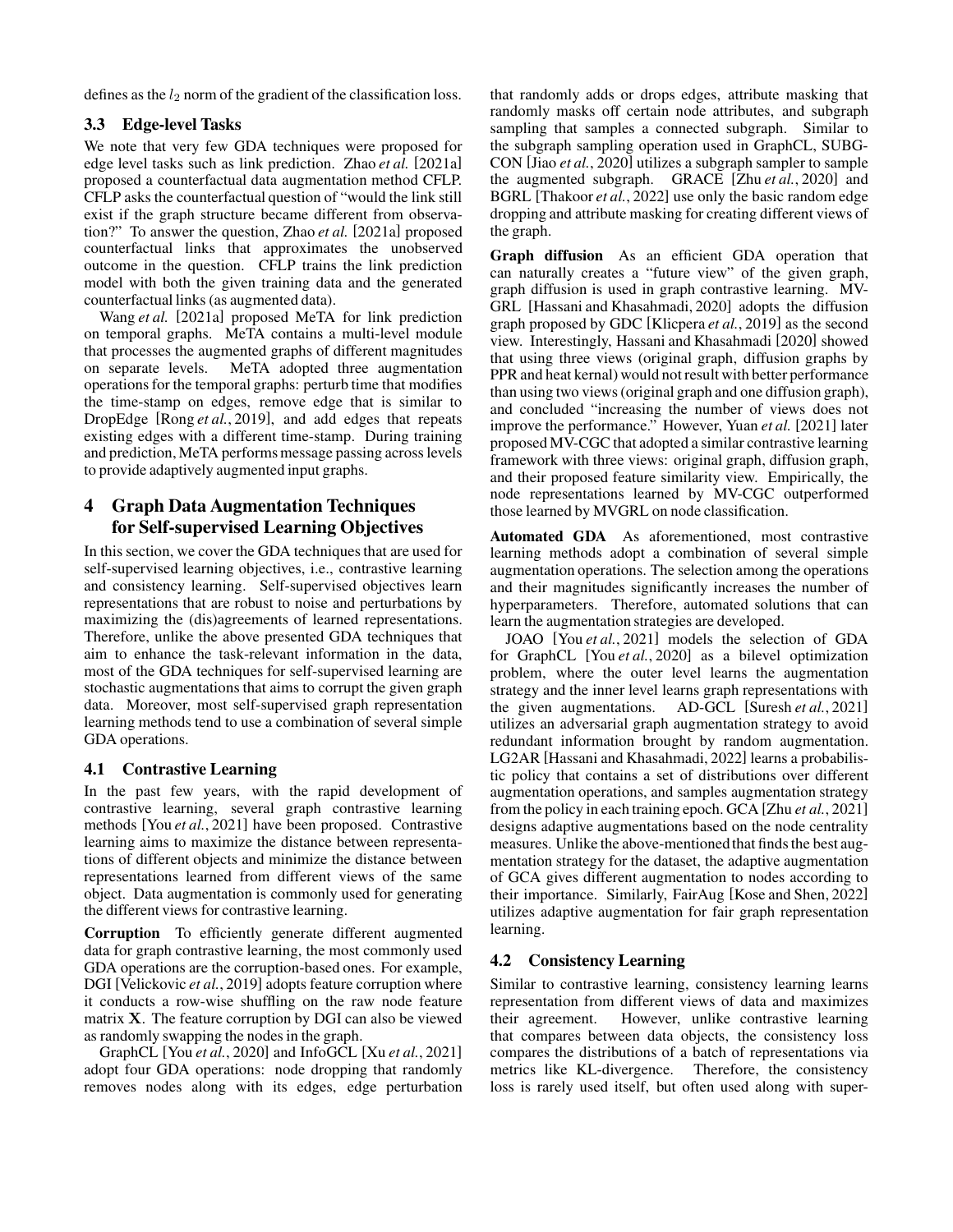defines as the $l_2$ norm of the gradient of the classification loss.

### 3.3 Edge-level Tasks

We note that very few GDA techniques were proposed for edge level tasks such as link prediction. Zhao *et al.* [2021a] proposed a counterfactual data augmentation method CFLP. CFLP asks the counterfactual question of "would the link still exist if the graph structure became different from observation?" To answer the question, Zhao *et al.* [2021a] proposed counterfactual links that approximates the unobserved outcome in the question. CFLP trains the link prediction model with both the given training data and the generated counterfactual links (as augmented data).

Wang *et al.* [2021a] proposed MeTA for link prediction on temporal graphs. MeTA contains a multi-level module that processes the augmented graphs of different magnitudes on separate levels. MeTA adopted three augmentation operations for the temporal graphs: perturb time that modifies the time-stamp on edges, remove edge that is similar to DropEdge [Rong *et al.*, 2019], and add edges that repeats existing edges with a different time-stamp. During training and prediction, MeTA performs message passing across levels to provide adaptively augmented input graphs.

## 4 Graph Data Augmentation Techniques for Self-supervised Learning Objectives

In this section, we cover the GDA techniques that are used for self-supervised learning objectives, i.e., contrastive learning and consistency learning. Self-supervised objectives learn representations that are robust to noise and perturbations by maximizing the (dis)agreements of learned representations. Therefore, unlike the above presented GDA techniques that aim to enhance the task-relevant information in the data, most of the GDA techniques for self-supervised learning are stochastic augmentations that aims to corrupt the given graph data. Moreover, most self-supervised graph representation learning methods tend to use a combination of several simple GDA operations.

### 4.1 Contrastive Learning

In the past few years, with the rapid development of contrastive learning, several graph contrastive learning methods [You *et al.*, 2021] have been proposed. Contrastive learning aims to maximize the distance between representations of different objects and minimize the distance between representations learned from different views of the same object. Data augmentation is commonly used for generating the different views for contrastive learning.

**Corruption** To efficiently generate different augmented data for graph contrastive learning, the most commonly used GDA operations are the corruption-based ones. For example, DGI [Velickovic *et al.*, 2019] adopts feature corruption where it conducts a row-wise shuffling on the raw node feature matrix $\mathbf{X}$. The feature corruption by DGI can also be viewed as randomly swapping the nodes in the graph.

GraphCL [You *et al.*, 2020] and InfoGCL [Xu *et al.*, 2021] adopt four GDA operations: node dropping that randomly removes nodes along with its edges, edge perturbation that randomly adds or drops edges, attribute masking that randomly masks off certain node attributes, and subgraph sampling that samples a connected subgraph. Similar to the subgraph sampling operation used in GraphCL, SUBG-CON [Jiao *et al.*, 2020] utilizes a subgraph sampler to sample the augmented subgraph. GRACE [Zhu *et al.*, 2020] and BGRL [Thakoor *et al.*, 2022] use only the basic random edge dropping and attribute masking for creating different views of the graph.

**Graph diffusion** As an efficient GDA operation that can naturally creates a "future view" of the given graph, graph diffusion is used in graph contrastive learning. MV-GRL [Hassani and Khasahmadi, 2020] adopts the diffusion graph proposed by GDC [Klicpera *et al.*, 2019] as the second view. Interestingly, Hassani and Khasahmadi [2020] showed that using three views (original graph, diffusion graphs by PPR and heat kernal) would not result with better performance than using two views (original graph and one diffusion graph), and concluded "increasing the number of views does not improve the performance." However, Yuan *et al.* [2021] later proposed MV-CGC that adopted a similar contrastive learning framework with three views: original graph, diffusion graph, and their proposed feature similarity view. Empirically, the node representations learned by MV-CGC outperformed those learned by MVGRL on node classification.

**Automated GDA** As aforementioned, most contrastive learning methods adopt a combination of several simple augmentation operations. The selection among the operations and their magnitudes significantly increases the number of hyperparameters. Therefore, automated solutions that can learn the augmentation strategies are developed.

JOAO [You *et al.*, 2021] models the selection of GDA for GraphCL [You *et al.*, 2020] as a bilevel optimization problem, where the outer level learns the augmentation strategy and the inner level learns graph representations with the given augmentations. AD-GCL [Suresh *et al.*, 2021] utilizes an adversarial graph augmentation strategy to avoid redundant information brought by random augmentation. LG2AR [Hassani and Khasahmadi, 2022] learns a probabilistic policy that contains a set of distributions over different augmentation operations, and samples augmentation strategy from the policy in each training epoch. GCA [Zhu *et al.*, 2021] designs adaptive augmentations based on the node centrality measures. Unlike the above-mentioned that finds the best augmentation strategy for the dataset, the adaptive augmentation of GCA gives different augmentation to nodes according to their importance. Similarly, FairAug [Kose and Shen, 2022] utilizes adaptive augmentation for fair graph representation learning.

### 4.2 Consistency Learning

Similar to contrastive learning, consistency learning learns representation from different views of data and maximizes their agreement. However, unlike contrastive learning that compares between data objects, the consistency loss compares the distributions of a batch of representations via metrics like KL-divergence. Therefore, the consistency loss is rarely used itself, but often used along with super-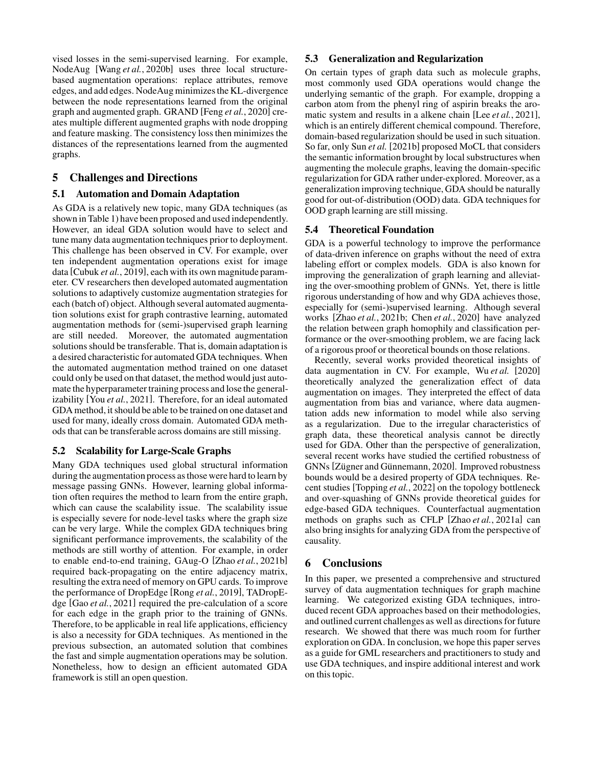vised losses in the semi-supervised learning. For example, NodeAug [Wang *et al.*, 2020b] uses three local structure-based augmentation operations: replace attributes, remove edges, and add edges. NodeAug minimizes the KL-divergence between the node representations learned from the original graph and augmented graph. GRAND [Feng *et al.*, 2020] creates multiple different augmented graphs with node dropping and feature masking. The consistency loss then minimizes the distances of the representations learned from the augmented graphs.

## 5 Challenges and Directions

### 5.1 Automation and Domain Adaptation

As GDA is a relatively new topic, many GDA techniques (as shown in Table 1) have been proposed and used independently. However, an ideal GDA solution would have to select and tune many data augmentation techniques prior to deployment. This challenge has been observed in CV. For example, over ten independent augmentation operations exist for image data [Cubuk *et al.*, 2019], each with its own magnitude parameter. CV researchers then developed automated augmentation solutions to adaptively customize augmentation strategies for each (batch of) object. Although several automated augmentation solutions exist for graph contrastive learning, automated augmentation methods for (semi-)supervised graph learning are still needed. Moreover, the automated augmentation solutions should be transferable. That is, domain adaptation is a desired characteristic for automated GDA techniques. When the automated augmentation method trained on one dataset could only be used on that dataset, the method would just automate the hyperparameter training process and lose the generalizability [You *et al.*, 2021]. Therefore, for an ideal automated GDA method, it should be able to be trained on one dataset and used for many, ideally cross domain. Automated GDA methods that can be transferable across domains are still missing.

### 5.2 Scalability for Large-Scale Graphs

Many GDA techniques used global structural information during the augmentation process as those were hard to learn by message passing GNNs. However, learning global information often requires the method to learn from the entire graph, which can cause the scalability issue. The scalability issue is especially severe for node-level tasks where the graph size can be very large. While the complex GDA techniques bring significant performance improvements, the scalability of the methods are still worthy of attention. For example, in order to enable end-to-end training, GAug-O [Zhao *et al.*, 2021b] required back-propagating on the entire adjacency matrix, resulting the extra need of memory on GPU cards. To improve the performance of DropEdge [Rong *et al.*, 2019], TADropEdge [Gao *et al.*, 2021] required the pre-calculation of a score for each edge in the graph prior to the training of GNNs. Therefore, to be applicable in real life applications, efficiency is also a necessity for GDA techniques. As mentioned in the previous subsection, an automated solution that combines the fast and simple augmentation operations may be solution. Nonetheless, how to design an efficient automated GDA framework is still an open question.

### 5.3 Generalization and Regularization

On certain types of graph data such as molecule graphs, most commonly used GDA operations would change the underlying semantic of the graph. For example, dropping a carbon atom from the phenyl ring of aspirin breaks the aromatic system and results in a alkene chain [Lee *et al.*, 2021], which is an entirely different chemical compound. Therefore, domain-based regularization should be used in such situation. So far, only Sun *et al.* [2021b] proposed MoCL that considers the semantic information brought by local substructures when augmenting the molecule graphs, leaving the domain-specific regularization for GDA rather under-explored. Moreover, as a generalization improving technique, GDA should be naturally good for out-of-distribution (OOD) data. GDA techniques for OOD graph learning are still missing.

### 5.4 Theoretical Foundation

GDA is a powerful technology to improve the performance of data-driven inference on graphs without the need of extra labeling effort or complex models. GDA is also known for improving the generalization of graph learning and alleviating the over-smoothing problem of GNNs. Yet, there is little rigorous understanding of how and why GDA achieves those, especially for (semi-)supervised learning. Although several works [Zhao *et al.*, 2021b; Chen *et al.*, 2020] have analyzed the relation between graph homophily and classification performance or the over-smoothing problem, we are facing lack of a rigorous proof or theoretical bounds on those relations.

Recently, several works provided theoretical insights of data augmentation in CV. For example, Wu *et al.* [2020] theoretically analyzed the generalization effect of data augmentation on images. They interpreted the effect of data augmentation from bias and variance, where data augmentation adds new information to model while also serving as a regularization. Due to the irregular characteristics of graph data, these theoretical analysis cannot be directly used for GDA. Other than the perspective of generalization, several recent works have studied the certified robustness of GNNs [Zügner and Günnemann, 2020]. Improved robustness bounds would be a desired property of GDA techniques. Recent studies [Topping *et al.*, 2022] on the topology bottleneck and over-squashing of GNNs provide theoretical guides for edge-based GDA techniques. Counterfactual augmentation methods on graphs such as CFLP [Zhao *et al.*, 2021a] can also bring insights for analyzing GDA from the perspective of causality.

## 6 Conclusions

In this paper, we presented a comprehensive and structured survey of data augmentation techniques for graph machine learning. We categorized existing GDA techniques, introduced recent GDA approaches based on their methodologies, and outlined current challenges as well as directions for future research. We showed that there was much room for further exploration on GDA. In conclusion, we hope this paper serves as a guide for GML researchers and practitioners to study and use GDA techniques, and inspire additional interest and work on this topic.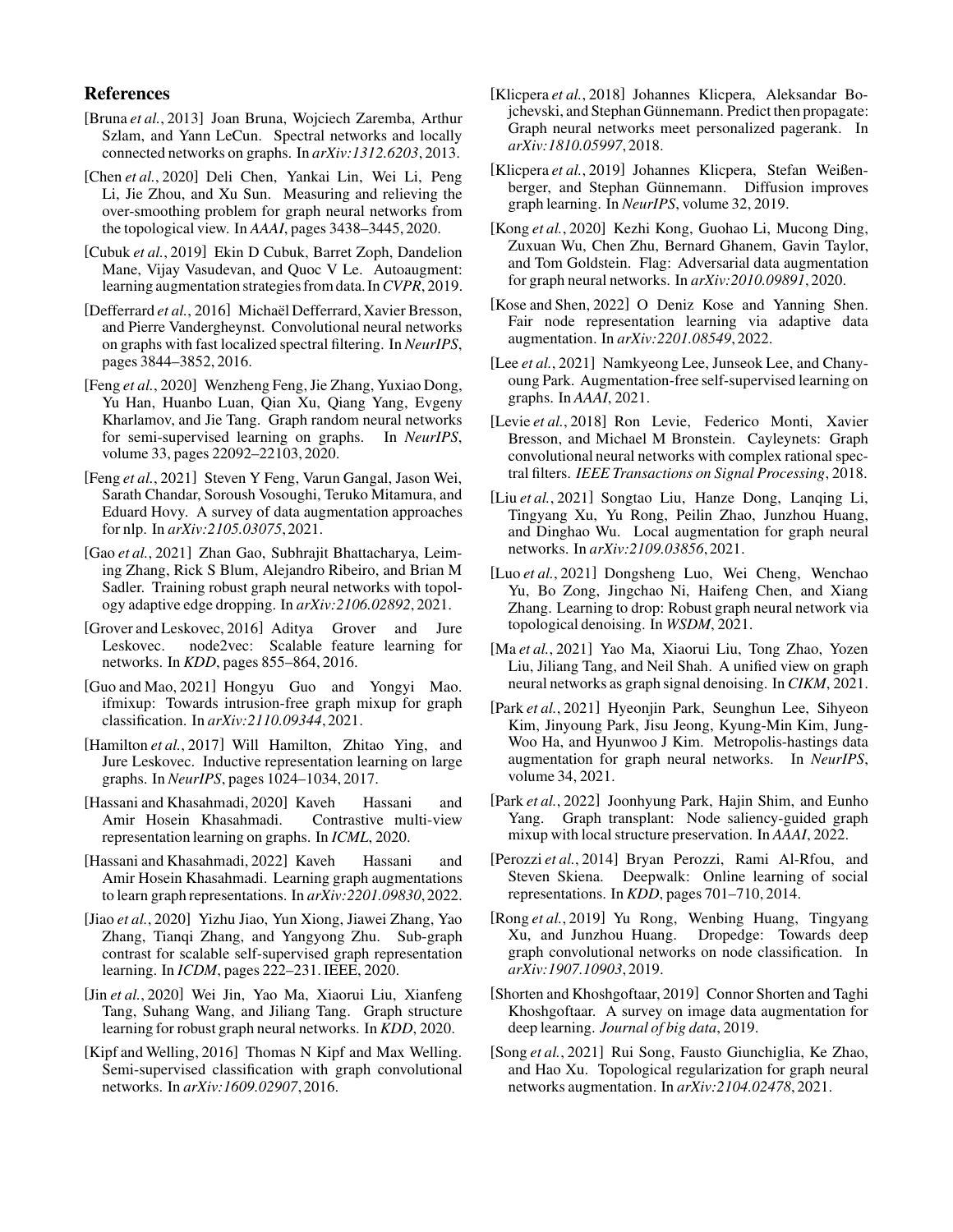## References

[Bruna *et al.*, 2013] Joan Bruna, Wojciech Zaremba, Arthur Szlam, and Yann LeCun. Spectral networks and locally connected networks on graphs. In *arXiv:1312.6203*, 2013.

[Chen *et al.*, 2020] Deli Chen, Yankai Lin, Wei Li, Peng Li, Jie Zhou, and Xu Sun. Measuring and relieving the over-smoothing problem for graph neural networks from the topological view. In *AAAI*, pages 3438–3445, 2020.

[Cubuk *et al.*, 2019] Ekin D Cubuk, Barret Zoph, Dandelion Mane, Vijay Vasudevan, and Quoc V Le. Autoaugment: learning augmentation strategies from data. In *CVPR*, 2019.

[Defferrard *et al.*, 2016] Michaël Defferrard, Xavier Bresson, and Pierre Vandergheynst. Convolutional neural networks on graphs with fast localized spectral filtering. In *NeurIPS*, pages 3844–3852, 2016.

[Feng *et al.*, 2020] Wenzheng Feng, Jie Zhang, Yuxiao Dong, Yu Han, Huanbo Luan, Qian Xu, Qiang Yang, Evgeny Kharlamov, and Jie Tang. Graph random neural networks for semi-supervised learning on graphs. In *NeurIPS*, volume 33, pages 22092–22103, 2020.

[Feng *et al.*, 2021] Steven Y Feng, Varun Gangal, Jason Wei, Sarath Chandar, Soroush Vosoughi, Teruko Mitamura, and Eduard Hovy. A survey of data augmentation approaches for nlp. In *arXiv:2105.03075*, 2021.

[Gao *et al.*, 2021] Zhan Gao, Subhrajit Bhattacharya, Leiming Zhang, Rick S Blum, Alejandro Ribeiro, and Brian M Sadler. Training robust graph neural networks with topology adaptive edge dropping. In *arXiv:2106.02892*, 2021.

[Grover and Leskovec, 2016] Aditya Grover and Jure Leskovec. node2vec: Scalable feature learning for networks. In *KDD*, pages 855–864, 2016.

[Guo and Mao, 2021] Hongyu Guo and Yongyi Mao. ifmixup: Towards intrusion-free graph mixup for graph classification. In *arXiv:2110.09344*, 2021.

[Hamilton *et al.*, 2017] Will Hamilton, Zhitao Ying, and Jure Leskovec. Inductive representation learning on large graphs. In *NeurIPS*, pages 1024–1034, 2017.

[Hassani and Khasahmadi, 2020] Kaveh Hassani and Amir Hosein Khasahmadi. Contrastive multi-view representation learning on graphs. In *ICML*, 2020.

[Hassani and Khasahmadi, 2022] Kaveh Hassani and Amir Hosein Khasahmadi. Learning graph augmentations to learn graph representations. In *arXiv:2201.09830*, 2022.

[Jiao *et al.*, 2020] Yizhu Jiao, Yun Xiong, Jiawei Zhang, Yao Zhang, Tianqi Zhang, and Yangyong Zhu. Sub-graph contrast for scalable self-supervised graph representation learning. In *ICDM*, pages 222–231. IEEE, 2020.

[Jin *et al.*, 2020] Wei Jin, Yao Ma, Xiaorui Liu, Xianfeng Tang, Suhang Wang, and Jiliang Tang. Graph structure learning for robust graph neural networks. In *KDD*, 2020.

[Kipf and Welling, 2016] Thomas N Kipf and Max Welling. Semi-supervised classification with graph convolutional networks. In *arXiv:1609.02907*, 2016.

[Klicpera *et al.*, 2018] Johannes Klicpera, Aleksandar Bojchevski, and Stephan Günnemann. Predict then propagate: Graph neural networks meet personalized pagerank. In *arXiv:1810.05997*, 2018.

[Klicpera *et al.*, 2019] Johannes Klicpera, Stefan Weißenberger, and Stephan Günnemann. Diffusion improves graph learning. In *NeurIPS*, volume 32, 2019.

[Kong *et al.*, 2020] Kezhi Kong, Guohao Li, Mucong Ding, Zuxuan Wu, Chen Zhu, Bernard Ghanem, Gavin Taylor, and Tom Goldstein. Flag: Adversarial data augmentation for graph neural networks. In *arXiv:2010.09891*, 2020.

[Kose and Shen, 2022] O Deniz Kose and Yanning Shen. Fair node representation learning via adaptive data augmentation. In *arXiv:2201.08549*, 2022.

[Lee *et al.*, 2021] Namkyeong Lee, Junseok Lee, and Chanyoung Park. Augmentation-free self-supervised learning on graphs. In *AAAI*, 2021.

[Levie *et al.*, 2018] Ron Levie, Federico Monti, Xavier Bresson, and Michael M Bronstein. Cayleynets: Graph convolutional neural networks with complex rational spectral filters. *IEEE Transactions on Signal Processing*, 2018.

[Liu *et al.*, 2021] Songtao Liu, Hanze Dong, Lanqing Li, Tingyang Xu, Yu Rong, Peilin Zhao, Junzhou Huang, and Dinghao Wu. Local augmentation for graph neural networks. In *arXiv:2109.03856*, 2021.

[Luo *et al.*, 2021] Dongsheng Luo, Wei Cheng, Wenchao Yu, Bo Zong, Jingchao Ni, Haifeng Chen, and Xiang Zhang. Learning to drop: Robust graph neural network via topological denoising. In *WSDM*, 2021.

[Ma *et al.*, 2021] Yao Ma, Xiaorui Liu, Tong Zhao, Yozen Liu, Jiliang Tang, and Neil Shah. A unified view on graph neural networks as graph signal denoising. In *CIKM*, 2021.

[Park *et al.*, 2021] Hyeonjin Park, Seunghun Lee, Sihyeon Kim, Jinyoung Park, Jisu Jeong, Kyung-Min Kim, Jung-Woo Ha, and Hyunwoo J Kim. Metropolis-hastings data augmentation for graph neural networks. In *NeurIPS*, volume 34, 2021.

[Park *et al.*, 2022] Joonhyung Park, Hajin Shim, and Eunho Yang. Graph transplant: Node saliency-guided graph mixup with local structure preservation. In *AAAI*, 2022.

[Perozzi *et al.*, 2014] Bryan Perozzi, Rami Al-Rfou, and Steven Skiena. Deepwalk: Online learning of social representations. In *KDD*, pages 701–710, 2014.

[Rong *et al.*, 2019] Yu Rong, Wenbing Huang, Tingyang Xu, and Junzhou Huang. Dropedge: Towards deep graph convolutional networks on node classification. In *arXiv:1907.10903*, 2019.

[Shorten and Khoshgoftaar, 2019] Connor Shorten and Taghi Khoshgoftaar. A survey on image data augmentation for deep learning. *Journal of big data*, 2019.

[Song *et al.*, 2021] Rui Song, Fausto Giunchiglia, Ke Zhao, and Hao Xu. Topological regularization for graph neural networks augmentation. In *arXiv:2104.02478*, 2021.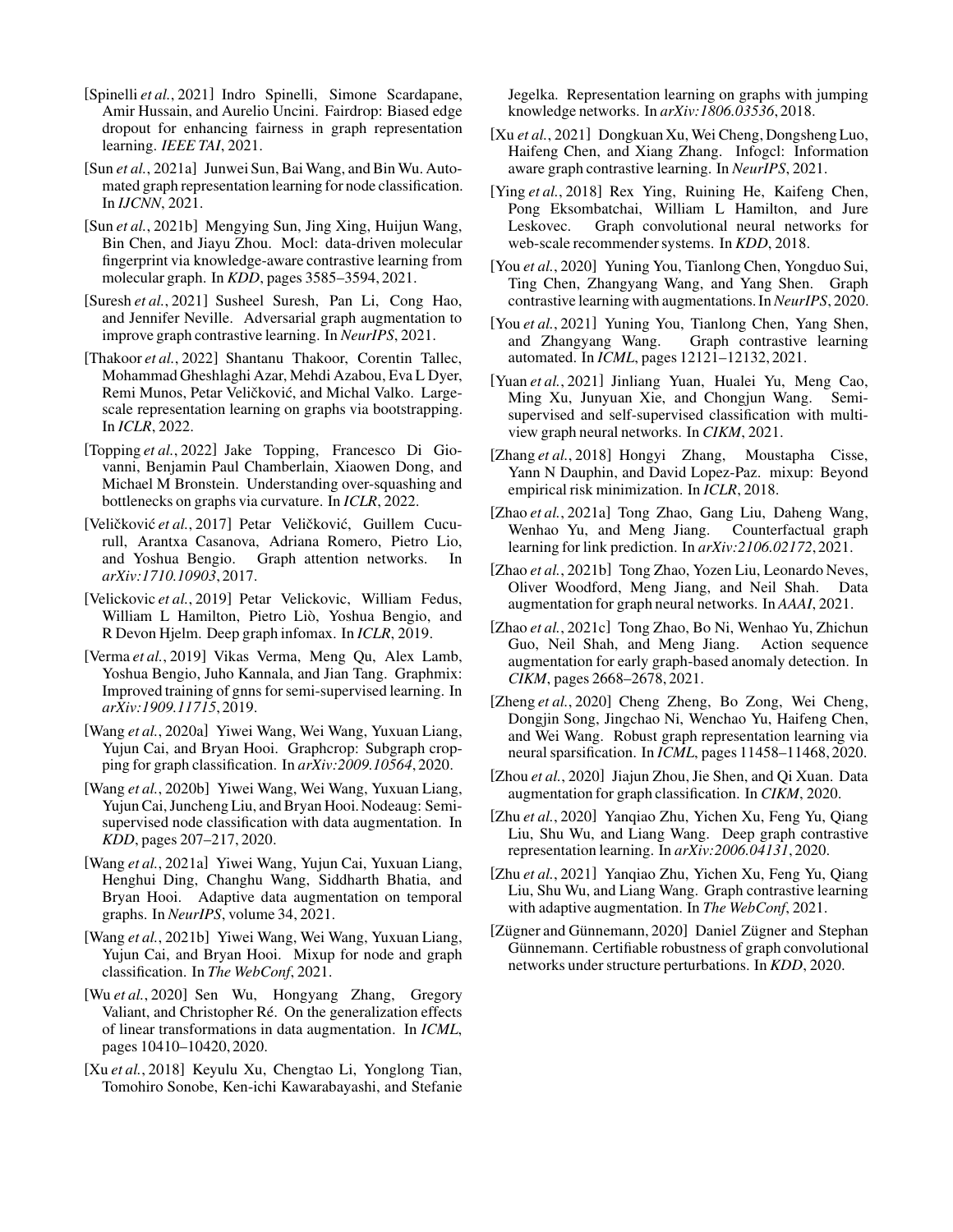[Spinelli *et al.*, 2021] Indro Spinelli, Simone Scardapane, Amir Hussain, and Aurelio Uncini. Fairdrop: Biased edge dropout for enhancing fairness in graph representation learning. *IEEE TAI*, 2021.

[Sun *et al.*, 2021a] Junwei Sun, Bai Wang, and Bin Wu. Automated graph representation learning for node classification. In *IJCNN*, 2021.

[Sun *et al.*, 2021b] Mengying Sun, Jing Xing, Huijun Wang, Bin Chen, and Jiayu Zhou. Mocl: data-driven molecular fingerprint via knowledge-aware contrastive learning from molecular graph. In *KDD*, pages 3585–3594, 2021.

[Suresh *et al.*, 2021] Susheel Suresh, Pan Li, Cong Hao, and Jennifer Neville. Adversarial graph augmentation to improve graph contrastive learning. In *NeurIPS*, 2021.

[Thakoor *et al.*, 2022] Shantanu Thakoor, Corentin Tallec, Mohammad Gheshlaghi Azar, Mehdi Azabou, Eva L Dyer, Remi Munos, Petar Veličković, and Michal Valko. Large-scale representation learning on graphs via bootstrapping. In *ICLR*, 2022.

[Topping *et al.*, 2022] Jake Topping, Francesco Di Giovanni, Benjamin Paul Chamberlain, Xiaowen Dong, and Michael M Bronstein. Understanding over-squashing and bottlenecks on graphs via curvature. In *ICLR*, 2022.

[Veličković *et al.*, 2017] Petar Veličković, Guillem Cucurull, Arantxa Casanova, Adriana Romero, Pietro Lio, and Yoshua Bengio. Graph attention networks. In *arXiv:1710.10903*, 2017.

[Velickovic *et al.*, 2019] Petar Velickovic, William Fedus, William L Hamilton, Pietro Liò, Yoshua Bengio, and R Devon Hjelm. Deep graph infomax. In *ICLR*, 2019.

[Verma *et al.*, 2019] Vikas Verma, Meng Qu, Alex Lamb, Yoshua Bengio, Juho Kannala, and Jian Tang. Graphmix: Improved training of gnns for semi-supervised learning. In *arXiv:1909.11715*, 2019.

[Wang *et al.*, 2020a] Yiwei Wang, Wei Wang, Yuxuan Liang, Yujun Cai, and Bryan Hooi. Graphcrop: Subgraph cropping for graph classification. In *arXiv:2009.10564*, 2020.

[Wang *et al.*, 2020b] Yiwei Wang, Wei Wang, Yuxuan Liang, Yujun Cai, Juncheng Liu, and Bryan Hooi. Nodeaug: Semi-supervised node classification with data augmentation. In *KDD*, pages 207–217, 2020.

[Wang *et al.*, 2021a] Yiwei Wang, Yujun Cai, Yuxuan Liang, Henghui Ding, Changhu Wang, Siddharth Bhatia, and Bryan Hooi. Adaptive data augmentation on temporal graphs. In *NeurIPS*, volume 34, 2021.

[Wang *et al.*, 2021b] Yiwei Wang, Wei Wang, Yuxuan Liang, Yujun Cai, and Bryan Hooi. Mixup for node and graph classification. In *The WebConf*, 2021.

[Wu *et al.*, 2020] Sen Wu, Hongyang Zhang, Gregory Valiant, and Christopher Ré. On the generalization effects of linear transformations in data augmentation. In *ICML*, pages 10410–10420, 2020.

[Xu *et al.*, 2018] Keyulu Xu, Chengtao Li, Yonglong Tian, Tomohiro Sonobe, Ken-ichi Kawarabayashi, and Stefanie Jegelka. Representation learning on graphs with jumping knowledge networks. In *arXiv:1806.03536*, 2018.

[Xu *et al.*, 2021] Dongkuan Xu, Wei Cheng, Dongsheng Luo, Haifeng Chen, and Xiang Zhang. Infogcl: Information aware graph contrastive learning. In *NeurIPS*, 2021.

[Ying *et al.*, 2018] Rex Ying, Ruining He, Kaifeng Chen, Pong Eksombatchai, William L Hamilton, and Jure Leskovec. Graph convolutional neural networks for web-scale recommender systems. In *KDD*, 2018.

[You *et al.*, 2020] Yuning You, Tianlong Chen, Yongduo Sui, Ting Chen, Zhangyang Wang, and Yang Shen. Graph contrastive learning with augmentations. In *NeurIPS*, 2020.

[You *et al.*, 2021] Yuning You, Tianlong Chen, Yang Shen, and Zhangyang Wang. Graph contrastive learning automated. In *ICML*, pages 12121–12132, 2021.

[Yuan *et al.*, 2021] Jinliang Yuan, Hualei Yu, Meng Cao, Ming Xu, Junyuan Xie, and Chongjun Wang. Semi-supervised and self-supervised classification with multi-view graph neural networks. In *CIKM*, 2021.

[Zhang *et al.*, 2018] Hongyi Zhang, Moustapha Cisse, Yann N Dauphin, and David Lopez-Paz. mixup: Beyond empirical risk minimization. In *ICLR*, 2018.

[Zhao *et al.*, 2021a] Tong Zhao, Gang Liu, Daheng Wang, Wenhao Yu, and Meng Jiang. Counterfactual graph learning for link prediction. In *arXiv:2106.02172*, 2021.

[Zhao *et al.*, 2021b] Tong Zhao, Yozen Liu, Leonardo Neves, Oliver Woodford, Meng Jiang, and Neil Shah. Data augmentation for graph neural networks. In *AAAI*, 2021.

[Zhao *et al.*, 2021c] Tong Zhao, Bo Ni, Wenhao Yu, Zhichun Guo, Neil Shah, and Meng Jiang. Action sequence augmentation for early graph-based anomaly detection. In *CIKM*, pages 2668–2678, 2021.

[Zheng *et al.*, 2020] Cheng Zheng, Bo Zong, Wei Cheng, Dongjin Song, Jingchao Ni, Wenchao Yu, Haifeng Chen, and Wei Wang. Robust graph representation learning via neural sparsification. In *ICML*, pages 11458–11468, 2020.

[Zhou *et al.*, 2020] Jiajun Zhou, Jie Shen, and Qi Xuan. Data augmentation for graph classification. In *CIKM*, 2020.

[Zhu *et al.*, 2020] Yanqiao Zhu, Yichen Xu, Feng Yu, Qiang Liu, Shu Wu, and Liang Wang. Deep graph contrastive representation learning. In *arXiv:2006.04131*, 2020.

[Zhu *et al.*, 2021] Yanqiao Zhu, Yichen Xu, Feng Yu, Qiang Liu, Shu Wu, and Liang Wang. Graph contrastive learning with adaptive augmentation. In *The WebConf*, 2021.

[Zügner and Günnemann, 2020] Daniel Zügner and Stephan Günnemann. Certifiable robustness of graph convolutional networks under structure perturbations. In *KDD*, 2020.